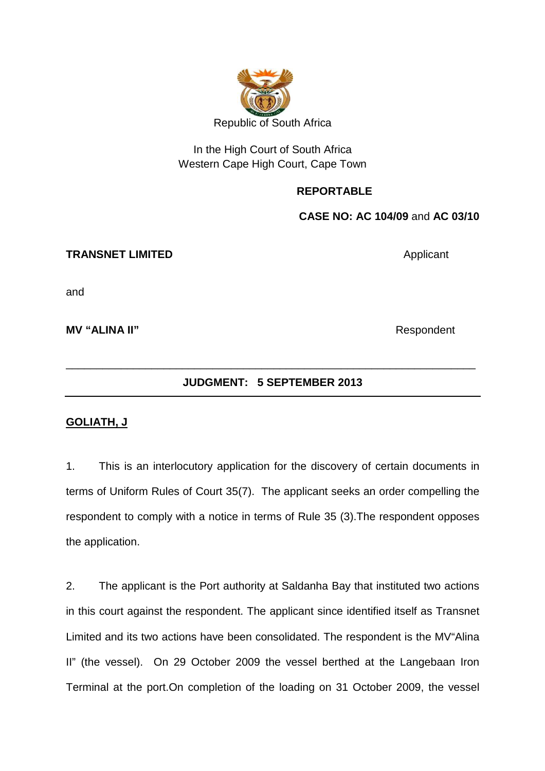Republic of South Africa

In the High Court of South Africa
Western Cape High Court, Cape Town

**REPORTABLE**

**CASE NO: AC 104/09** and **AC 03/10**

**TRANSNET LIMITED** Applicant

and

**MV "ALINA II"** Respondent

---

**JUDGMENT: 5 SEPTEMBER 2013**

---

**GOLIATH, J**

1. This is an interlocutory application for the discovery of certain documents in terms of Uniform Rules of Court 35(7). The applicant seeks an order compelling the respondent to comply with a notice in terms of Rule 35 (3).The respondent opposes the application.

2. The applicant is the Port authority at Saldanha Bay that instituted two actions in this court against the respondent. The applicant since identified itself as Transnet Limited and its two actions have been consolidated. The respondent is the MV"Alina II" (the vessel). On 29 October 2009 the vessel berthed at the Langebaan Iron Terminal at the port.On completion of the loading on 31 October 2009, the vessel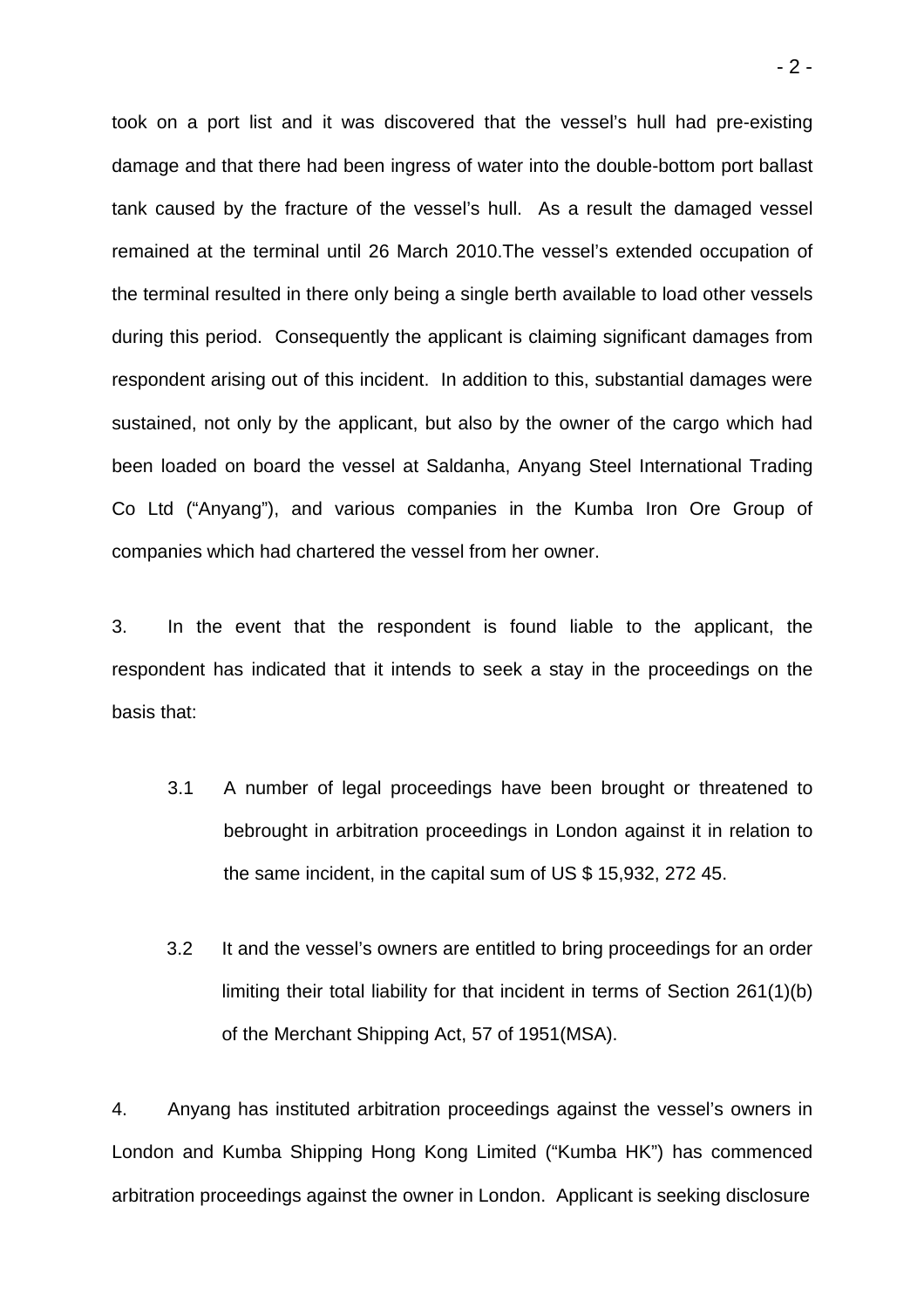took on a port list and it was discovered that the vessel's hull had pre-existing damage and that there had been ingress of water into the double-bottom port ballast tank caused by the fracture of the vessel's hull. As a result the damaged vessel remained at the terminal until 26 March 2010.The vessel's extended occupation of the terminal resulted in there only being a single berth available to load other vessels during this period. Consequently the applicant is claiming significant damages from respondent arising out of this incident. In addition to this, substantial damages were sustained, not only by the applicant, but also by the owner of the cargo which had been loaded on board the vessel at Saldanha, Anyang Steel International Trading Co Ltd ("Anyang"), and various companies in the Kumba Iron Ore Group of companies which had chartered the vessel from her owner.

3. In the event that the respondent is found liable to the applicant, the respondent has indicated that it intends to seek a stay in the proceedings on the basis that:

3.1 A number of legal proceedings have been brought or threatened to bebrought in arbitration proceedings in London against it in relation to the same incident, in the capital sum of US $ 15,932, 272 45.

3.2 It and the vessel's owners are entitled to bring proceedings for an order limiting their total liability for that incident in terms of Section 261(1)(b) of the Merchant Shipping Act, 57 of 1951(MSA).

4. Anyang has instituted arbitration proceedings against the vessel's owners in London and Kumba Shipping Hong Kong Limited ("Kumba HK") has commenced arbitration proceedings against the owner in London. Applicant is seeking disclosure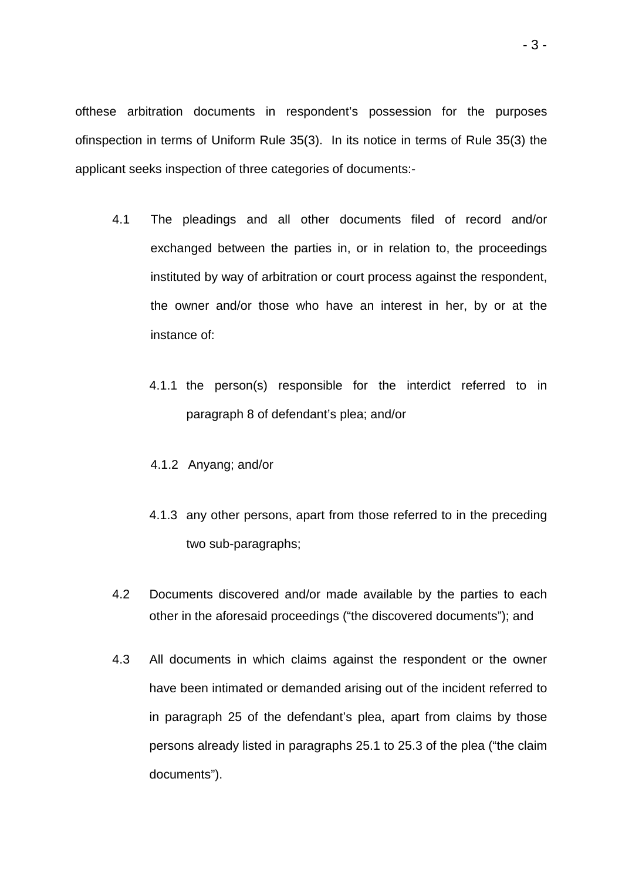ofthese arbitration documents in respondent's possession for the purposes ofinspection in terms of Uniform Rule 35(3). In its notice in terms of Rule 35(3) the applicant seeks inspection of three categories of documents:-

4.1 The pleadings and all other documents filed of record and/or exchanged between the parties in, or in relation to, the proceedings instituted by way of arbitration or court process against the respondent, the owner and/or those who have an interest in her, by or at the instance of:

4.1.1 the person(s) responsible for the interdict referred to in paragraph 8 of defendant's plea; and/or

4.1.2 Anyang; and/or

4.1.3 any other persons, apart from those referred to in the preceding two sub-paragraphs;

4.2 Documents discovered and/or made available by the parties to each other in the aforesaid proceedings ("the discovered documents"); and

4.3 All documents in which claims against the respondent or the owner have been intimated or demanded arising out of the incident referred to in paragraph 25 of the defendant's plea, apart from claims by those persons already listed in paragraphs 25.1 to 25.3 of the plea ("the claim documents").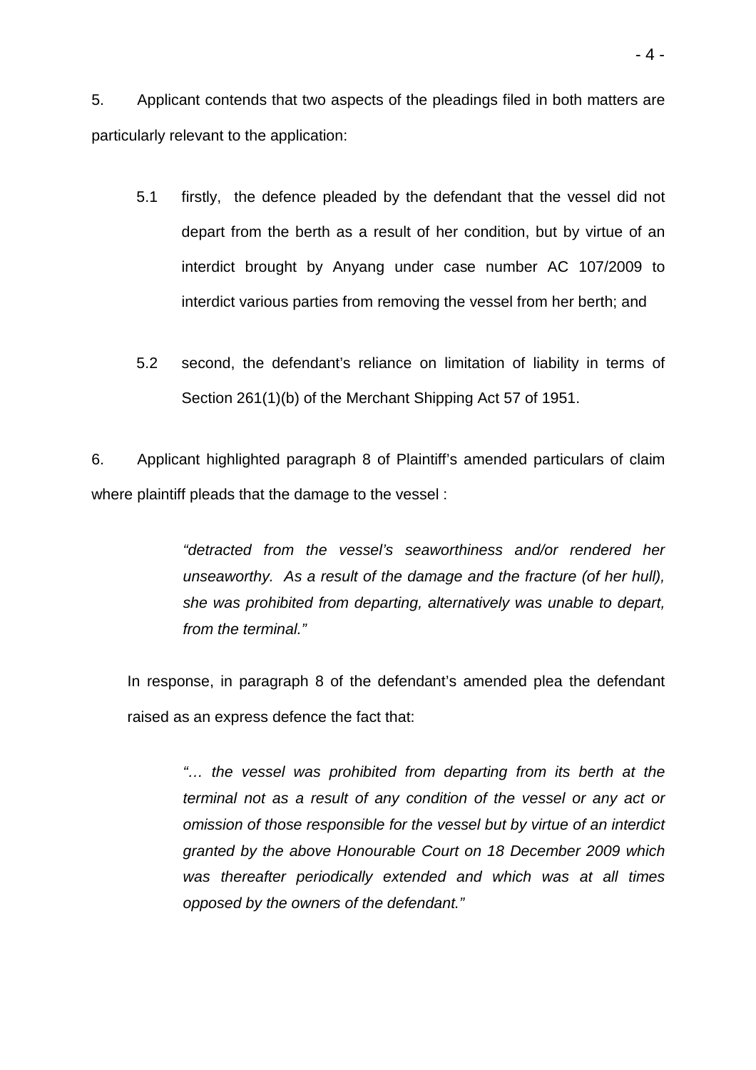5. Applicant contends that two aspects of the pleadings filed in both matters are particularly relevant to the application:

> 5.1 firstly, the defence pleaded by the defendant that the vessel did not depart from the berth as a result of her condition, but by virtue of an interdict brought by Anyang under case number AC 107/2009 to interdict various parties from removing the vessel from her berth; and
>
> 5.2 second, the defendant's reliance on limitation of liability in terms of Section 261(1)(b) of the Merchant Shipping Act 57 of 1951.

6. Applicant highlighted paragraph 8 of Plaintiff's amended particulars of claim where plaintiff pleads that the damage to the vessel :

> *"detracted from the vessel's seaworthiness and/or rendered her unseaworthy. As a result of the damage and the fracture (of her hull), she was prohibited from departing, alternatively was unable to depart, from the terminal."*

In response, in paragraph 8 of the defendant's amended plea the defendant raised as an express defence the fact that:

> *"… the vessel was prohibited from departing from its berth at the terminal not as a result of any condition of the vessel or any act or omission of those responsible for the vessel but by virtue of an interdict granted by the above Honourable Court on 18 December 2009 which was thereafter periodically extended and which was at all times opposed by the owners of the defendant."*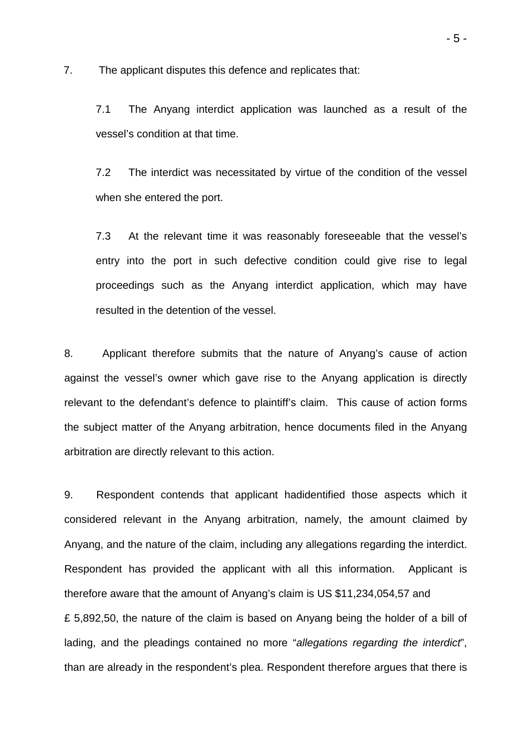7. The applicant disputes this defence and replicates that:

7.1 The Anyang interdict application was launched as a result of the vessel's condition at that time.

7.2 The interdict was necessitated by virtue of the condition of the vessel when she entered the port.

7.3 At the relevant time it was reasonably foreseeable that the vessel's entry into the port in such defective condition could give rise to legal proceedings such as the Anyang interdict application, which may have resulted in the detention of the vessel.

8. Applicant therefore submits that the nature of Anyang's cause of action against the vessel's owner which gave rise to the Anyang application is directly relevant to the defendant's defence to plaintiff's claim. This cause of action forms the subject matter of the Anyang arbitration, hence documents filed in the Anyang arbitration are directly relevant to this action.

9. Respondent contends that applicant hadidentified those aspects which it considered relevant in the Anyang arbitration, namely, the amount claimed by Anyang, and the nature of the claim, including any allegations regarding the interdict. Respondent has provided the applicant with all this information. Applicant is therefore aware that the amount of Anyang's claim is US $11,234,054,57 and £ 5,892,50, the nature of the claim is based on Anyang being the holder of a bill of lading, and the pleadings contained no more "*allegations regarding the interdict*", than are already in the respondent's plea. Respondent therefore argues that there is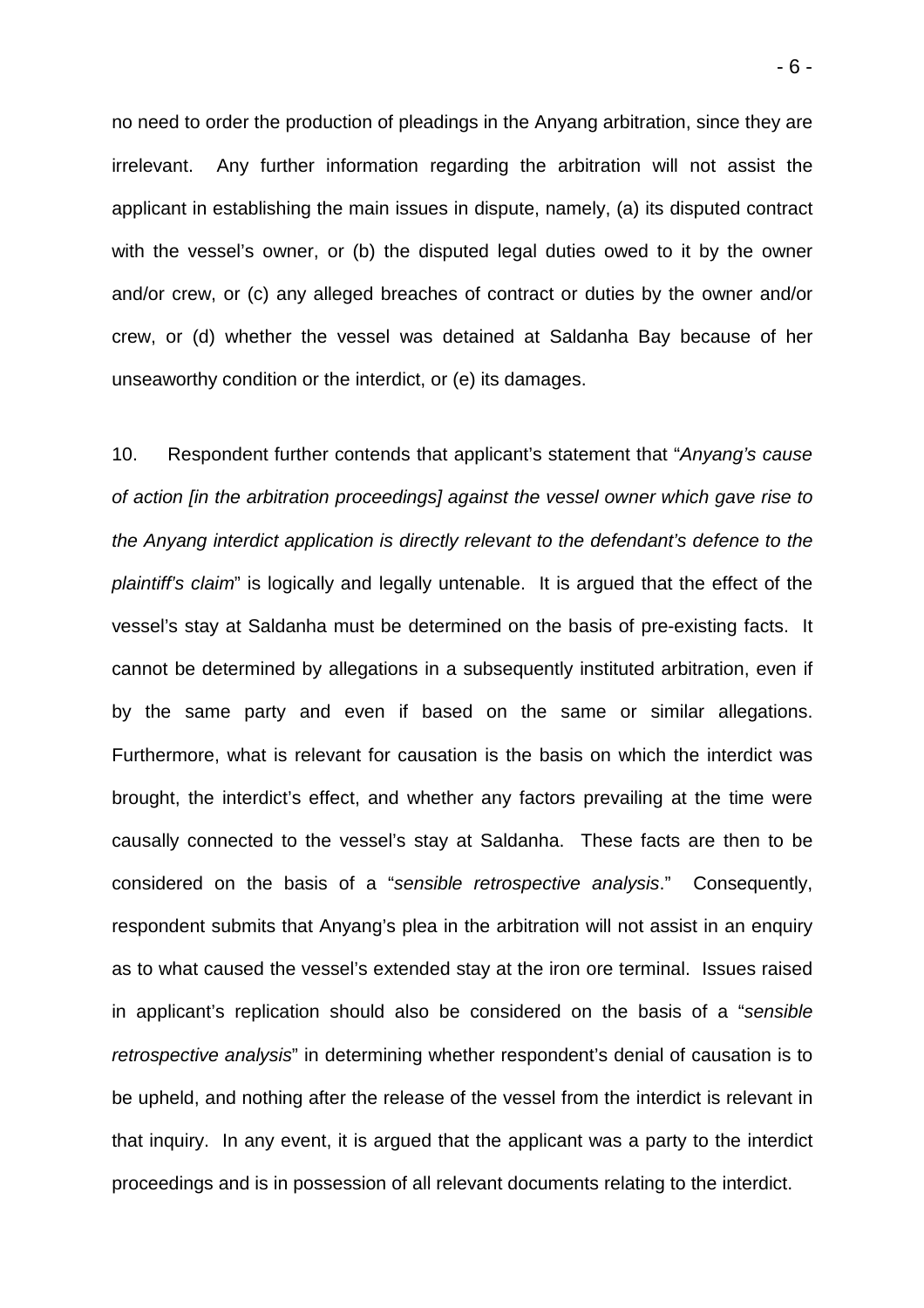no need to order the production of pleadings in the Anyang arbitration, since they are irrelevant. Any further information regarding the arbitration will not assist the applicant in establishing the main issues in dispute, namely, (a) its disputed contract with the vessel's owner, or (b) the disputed legal duties owed to it by the owner and/or crew, or (c) any alleged breaches of contract or duties by the owner and/or crew, or (d) whether the vessel was detained at Saldanha Bay because of her unseaworthy condition or the interdict, or (e) its damages.

10. Respondent further contends that applicant's statement that "*Anyang's cause of action [in the arbitration proceedings] against the vessel owner which gave rise to the Anyang interdict application is directly relevant to the defendant's defence to the plaintiff's claim*" is logically and legally untenable. It is argued that the effect of the vessel's stay at Saldanha must be determined on the basis of pre-existing facts. It cannot be determined by allegations in a subsequently instituted arbitration, even if by the same party and even if based on the same or similar allegations. Furthermore, what is relevant for causation is the basis on which the interdict was brought, the interdict's effect, and whether any factors prevailing at the time were causally connected to the vessel's stay at Saldanha. These facts are then to be considered on the basis of a "*sensible retrospective analysis*." Consequently, respondent submits that Anyang's plea in the arbitration will not assist in an enquiry as to what caused the vessel's extended stay at the iron ore terminal. Issues raised in applicant's replication should also be considered on the basis of a "*sensible retrospective analysis*" in determining whether respondent's denial of causation is to be upheld, and nothing after the release of the vessel from the interdict is relevant in that inquiry. In any event, it is argued that the applicant was a party to the interdict proceedings and is in possession of all relevant documents relating to the interdict.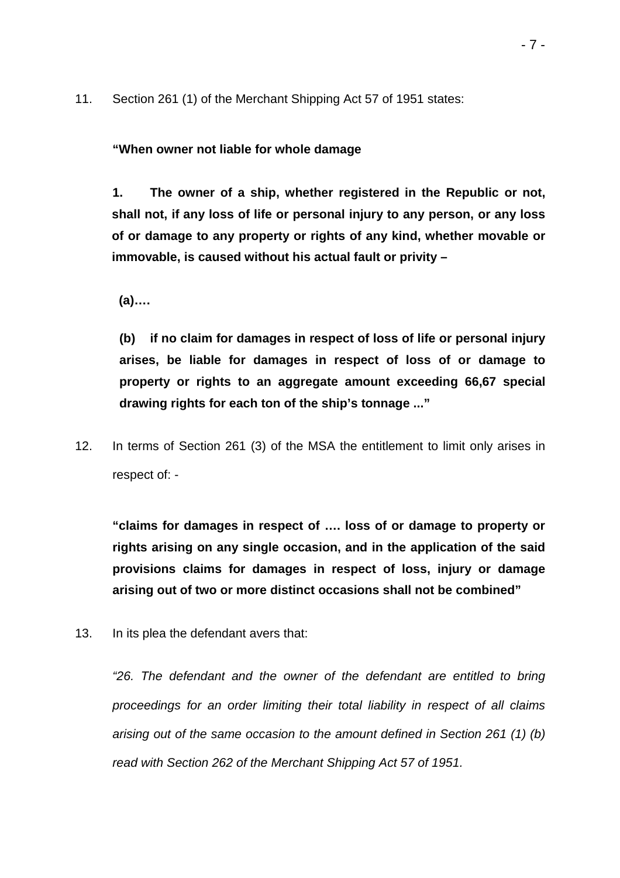11. Section 261 (1) of the Merchant Shipping Act 57 of 1951 states:

**"When owner not liable for whole damage**

**1. The owner of a ship, whether registered in the Republic or not, shall not, if any loss of life or personal injury to any person, or any loss of or damage to any property or rights of any kind, whether movable or immovable, is caused without his actual fault or privity –**

**(a)….**

**(b) if no claim for damages in respect of loss of life or personal injury arises, be liable for damages in respect of loss of or damage to property or rights to an aggregate amount exceeding 66,67 special drawing rights for each ton of the ship's tonnage ..."**

12. In terms of Section 261 (3) of the MSA the entitlement to limit only arises in respect of: -

**"claims for damages in respect of …. loss of or damage to property or rights arising on any single occasion, and in the application of the said provisions claims for damages in respect of loss, injury or damage arising out of two or more distinct occasions shall not be combined"**

13. In its plea the defendant avers that:

*"26. The defendant and the owner of the defendant are entitled to bring proceedings for an order limiting their total liability in respect of all claims arising out of the same occasion to the amount defined in Section 261 (1) (b) read with Section 262 of the Merchant Shipping Act 57 of 1951.*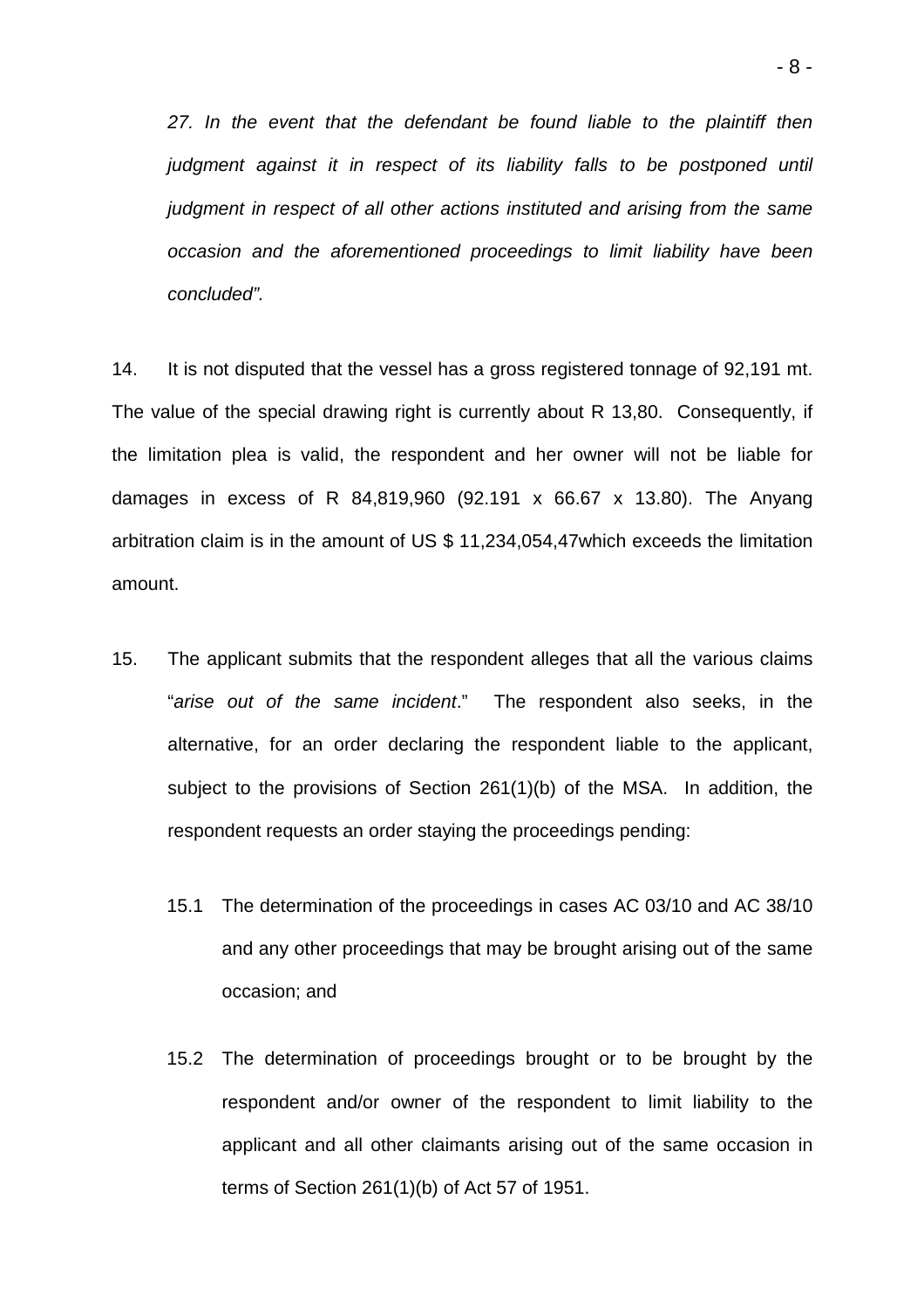*27. In the event that the defendant be found liable to the plaintiff then judgment against it in respect of its liability falls to be postponed until judgment in respect of all other actions instituted and arising from the same occasion and the aforementioned proceedings to limit liability have been concluded".*

14. It is not disputed that the vessel has a gross registered tonnage of 92,191 mt. The value of the special drawing right is currently about R 13,80. Consequently, if the limitation plea is valid, the respondent and her owner will not be liable for damages in excess of R 84,819,960 (92.191 x 66.67 x 13.80). The Anyang arbitration claim is in the amount of US $ 11,234,054,47which exceeds the limitation amount.

15. The applicant submits that the respondent alleges that all the various claims "*arise out of the same incident*." The respondent also seeks, in the alternative, for an order declaring the respondent liable to the applicant, subject to the provisions of Section 261(1)(b) of the MSA. In addition, the respondent requests an order staying the proceedings pending:

   15.1 The determination of the proceedings in cases AC 03/10 and AC 38/10 and any other proceedings that may be brought arising out of the same occasion; and

   15.2 The determination of proceedings brought or to be brought by the respondent and/or owner of the respondent to limit liability to the applicant and all other claimants arising out of the same occasion in terms of Section 261(1)(b) of Act 57 of 1951.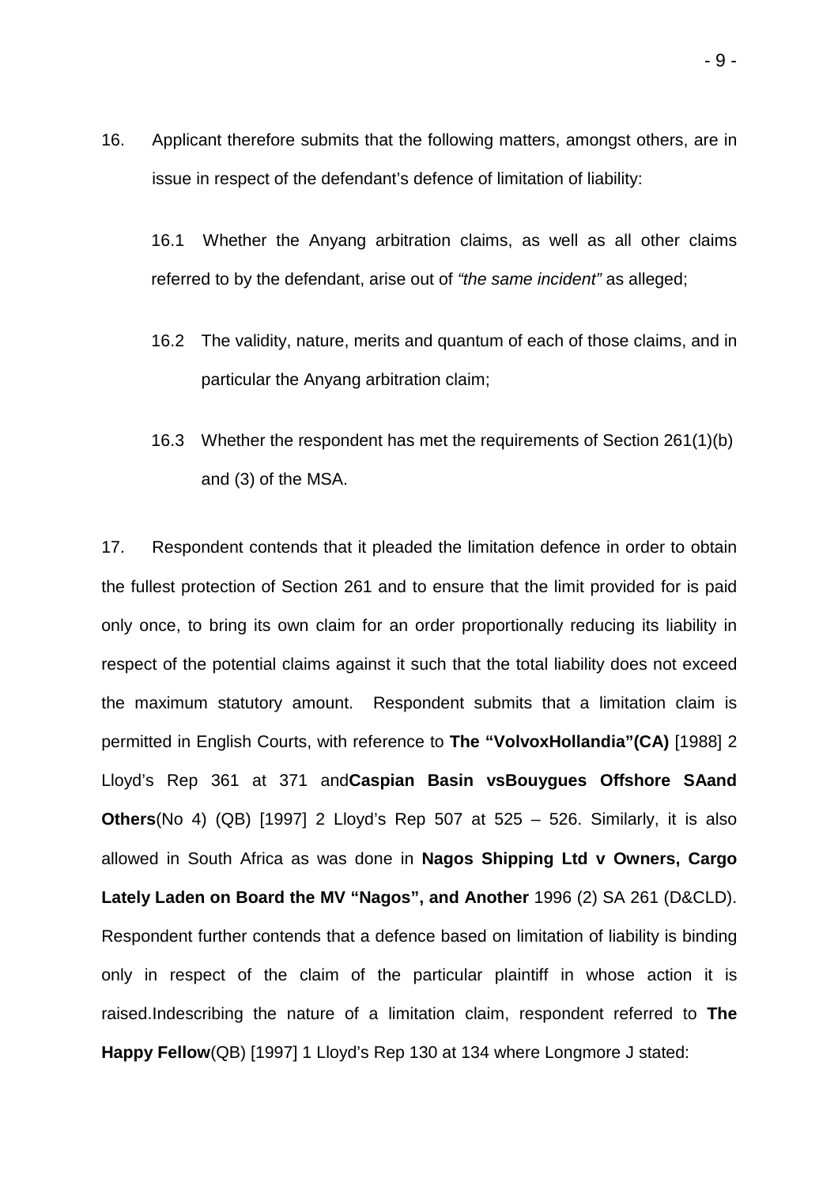16. Applicant therefore submits that the following matters, amongst others, are in issue in respect of the defendant's defence of limitation of liability:

16.1 Whether the Anyang arbitration claims, as well as all other claims referred to by the defendant, arise out of *"the same incident"* as alleged;

16.2 The validity, nature, merits and quantum of each of those claims, and in particular the Anyang arbitration claim;

16.3 Whether the respondent has met the requirements of Section 261(1)(b) and (3) of the MSA.

17. Respondent contends that it pleaded the limitation defence in order to obtain the fullest protection of Section 261 and to ensure that the limit provided for is paid only once, to bring its own claim for an order proportionally reducing its liability in respect of the potential claims against it such that the total liability does not exceed the maximum statutory amount. Respondent submits that a limitation claim is permitted in English Courts, with reference to **The "VolvoxHollandia"(CA)** [1988] 2 Lloyd's Rep 361 at 371 and**Caspian Basin vsBouygues Offshore SAand Others**(No 4) (QB) [1997] 2 Lloyd's Rep 507 at 525 – 526. Similarly, it is also allowed in South Africa as was done in **Nagos Shipping Ltd v Owners, Cargo Lately Laden on Board the MV "Nagos", and Another** 1996 (2) SA 261 (D&CLD). Respondent further contends that a defence based on limitation of liability is binding only in respect of the claim of the particular plaintiff in whose action it is raised.Indescribing the nature of a limitation claim, respondent referred to **The Happy Fellow**(QB) [1997] 1 Lloyd's Rep 130 at 134 where Longmore J stated: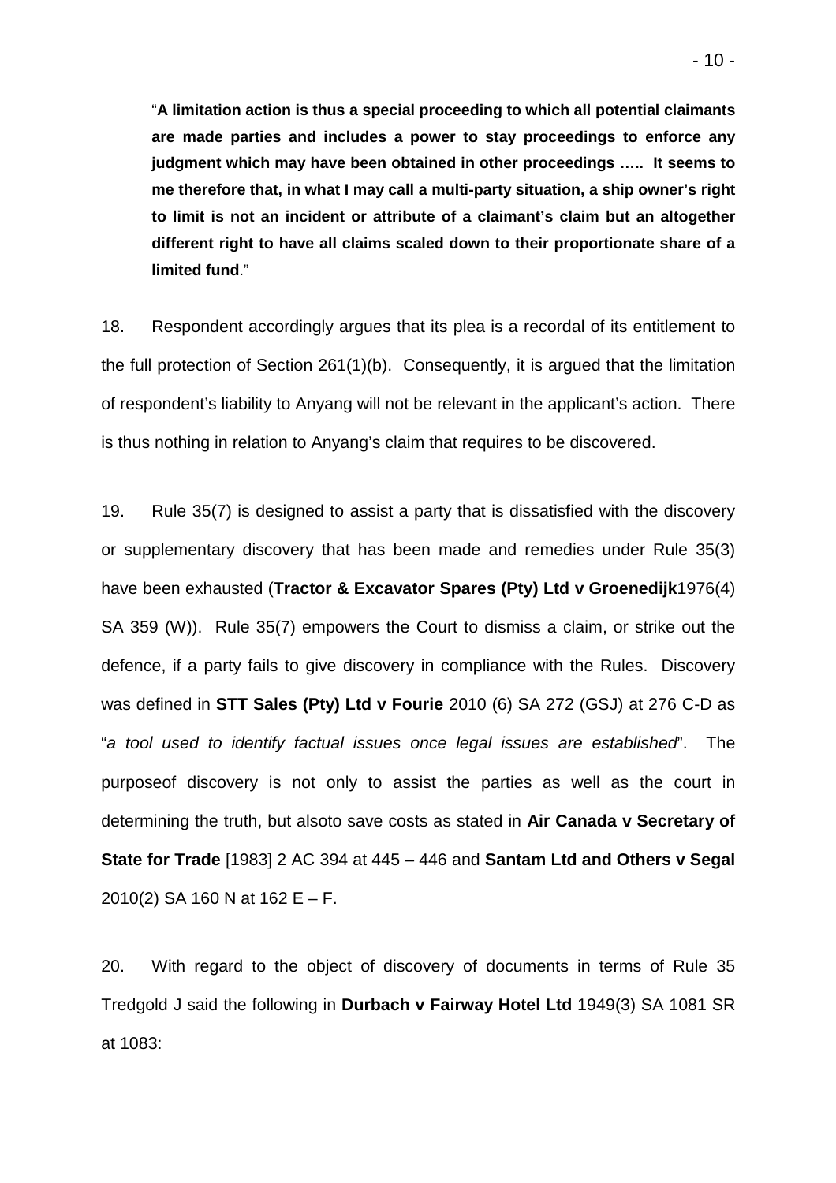"**A limitation action is thus a special proceeding to which all potential claimants are made parties and includes a power to stay proceedings to enforce any judgment which may have been obtained in other proceedings ….. It seems to me therefore that, in what I may call a multi-party situation, a ship owner's right to limit is not an incident or attribute of a claimant's claim but an altogether different right to have all claims scaled down to their proportionate share of a limited fund**."

18. Respondent accordingly argues that its plea is a recordal of its entitlement to the full protection of Section 261(1)(b). Consequently, it is argued that the limitation of respondent's liability to Anyang will not be relevant in the applicant's action. There is thus nothing in relation to Anyang's claim that requires to be discovered.

19. Rule 35(7) is designed to assist a party that is dissatisfied with the discovery or supplementary discovery that has been made and remedies under Rule 35(3) have been exhausted (**Tractor & Excavator Spares (Pty) Ltd v Groenedijk**1976(4) SA 359 (W)). Rule 35(7) empowers the Court to dismiss a claim, or strike out the defence, if a party fails to give discovery in compliance with the Rules. Discovery was defined in **STT Sales (Pty) Ltd v Fourie** 2010 (6) SA 272 (GSJ) at 276 C-D as "*a tool used to identify factual issues once legal issues are established*". The purposeof discovery is not only to assist the parties as well as the court in determining the truth, but alsoto save costs as stated in **Air Canada v Secretary of State for Trade** [1983] 2 AC 394 at 445 – 446 and **Santam Ltd and Others v Segal** 2010(2) SA 160 N at 162 E – F.

20. With regard to the object of discovery of documents in terms of Rule 35 Tredgold J said the following in **Durbach v Fairway Hotel Ltd** 1949(3) SA 1081 SR at 1083: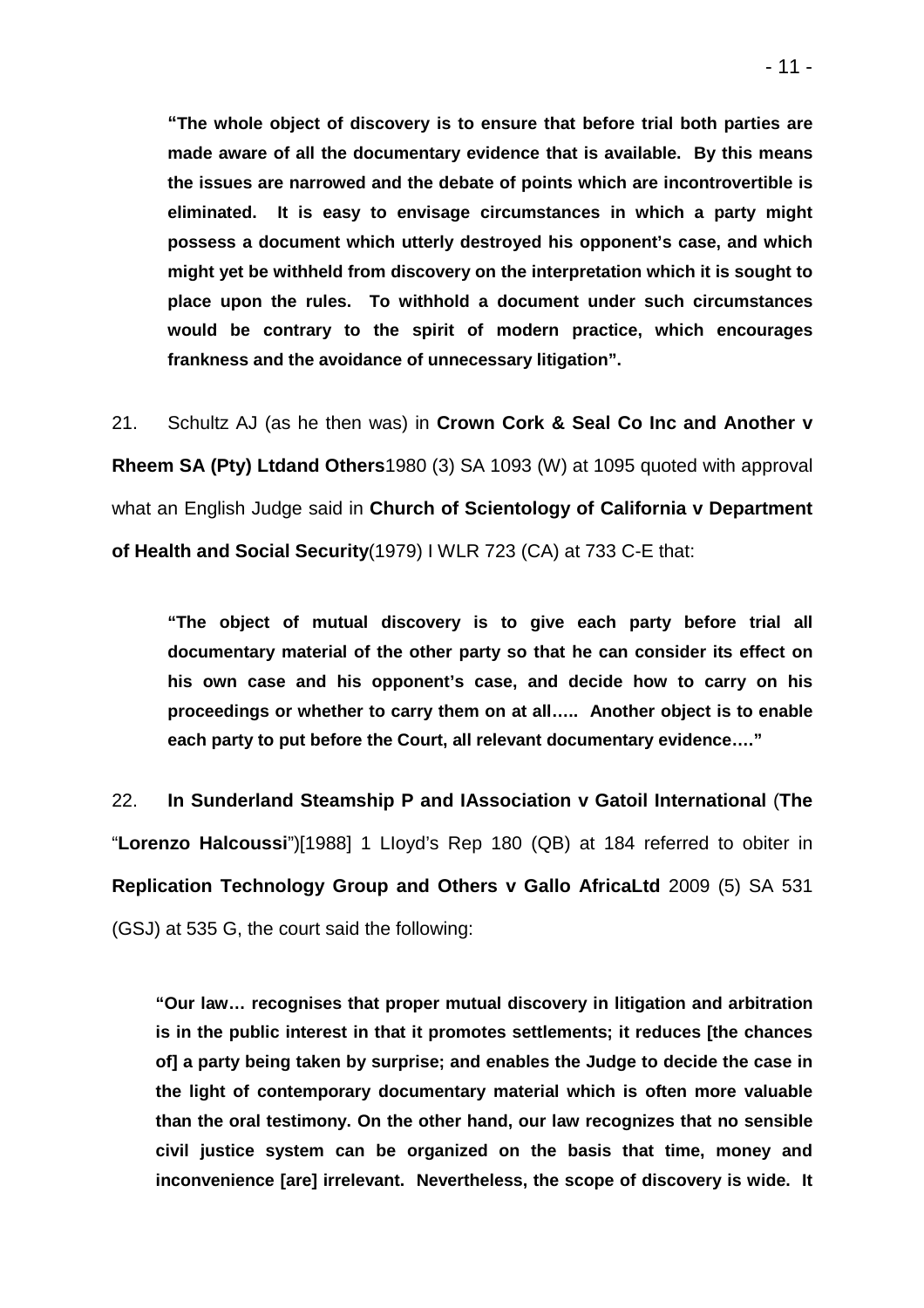> **"The whole object of discovery is to ensure that before trial both parties are made aware of all the documentary evidence that is available. By this means the issues are narrowed and the debate of points which are incontrovertible is eliminated. It is easy to envisage circumstances in which a party might possess a document which utterly destroyed his opponent's case, and which might yet be withheld from discovery on the interpretation which it is sought to place upon the rules. To withhold a document under such circumstances would be contrary to the spirit of modern practice, which encourages frankness and the avoidance of unnecessary litigation".**

21. Schultz AJ (as he then was) in **Crown Cork & Seal Co Inc and Another v Rheem SA (Pty) Ltdand Others**1980 (3) SA 1093 (W) at 1095 quoted with approval what an English Judge said in **Church of Scientology of California v Department of Health and Social Security**(1979) I WLR 723 (CA) at 733 C-E that:

> **"The object of mutual discovery is to give each party before trial all documentary material of the other party so that he can consider its effect on his own case and his opponent's case, and decide how to carry on his proceedings or whether to carry them on at all….. Another object is to enable each party to put before the Court, all relevant documentary evidence…."**

22. **In Sunderland Steamship P and IAssociation v Gatoil International** (**The** "**Lorenzo Halcoussi**")[1988] 1 LIoyd's Rep 180 (QB) at 184 referred to obiter in **Replication Technology Group and Others v Gallo AfricaLtd** 2009 (5) SA 531 (GSJ) at 535 G, the court said the following:

> **"Our law… recognises that proper mutual discovery in litigation and arbitration is in the public interest in that it promotes settlements; it reduces [the chances of] a party being taken by surprise; and enables the Judge to decide the case in the light of contemporary documentary material which is often more valuable than the oral testimony. On the other hand, our law recognizes that no sensible civil justice system can be organized on the basis that time, money and inconvenience [are] irrelevant. Nevertheless, the scope of discovery is wide. It**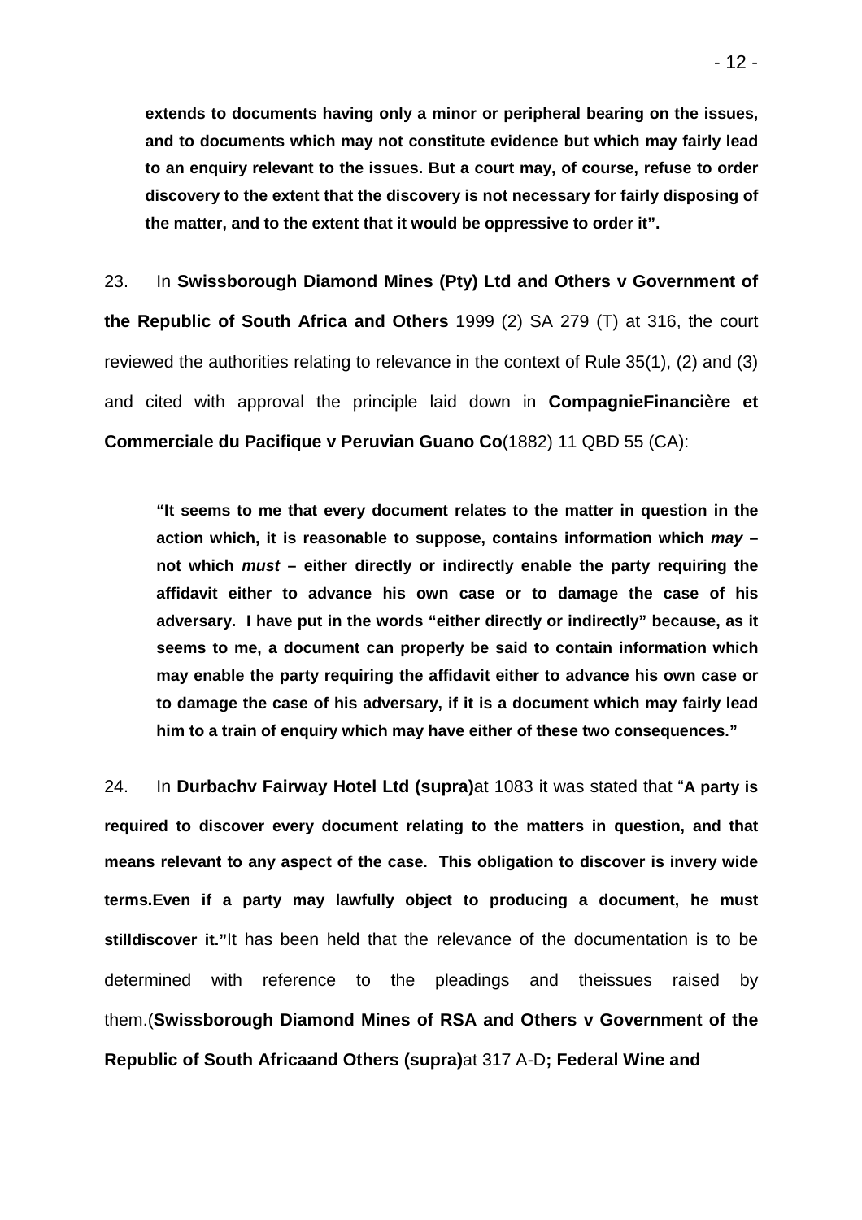**extends to documents having only a minor or peripheral bearing on the issues, and to documents which may not constitute evidence but which may fairly lead to an enquiry relevant to the issues. But a court may, of course, refuse to order discovery to the extent that the discovery is not necessary for fairly disposing of the matter, and to the extent that it would be oppressive to order it".**

23. In **Swissborough Diamond Mines (Pty) Ltd and Others v Government of the Republic of South Africa and Others** 1999 (2) SA 279 (T) at 316, the court reviewed the authorities relating to relevance in the context of Rule 35(1), (2) and (3) and cited with approval the principle laid down in **CompagnieFinancière et Commerciale du Pacifique v Peruvian Guano Co**(1882) 11 QBD 55 (CA):

> **"It seems to me that every document relates to the matter in question in the action which, it is reasonable to suppose, contains information which *may* – not which *must* – either directly or indirectly enable the party requiring the affidavit either to advance his own case or to damage the case of his adversary. I have put in the words "either directly or indirectly" because, as it seems to me, a document can properly be said to contain information which may enable the party requiring the affidavit either to advance his own case or to damage the case of his adversary, if it is a document which may fairly lead him to a train of enquiry which may have either of these two consequences."**

24. In **Durbachv Fairway Hotel Ltd (supra)**at 1083 it was stated that "**A party is required to discover every document relating to the matters in question, and that means relevant to any aspect of the case. This obligation to discover is invery wide terms.Even if a party may lawfully object to producing a document, he must stilldiscover it."**It has been held that the relevance of the documentation is to be determined with reference to the pleadings and theissues raised by them.(**Swissborough Diamond Mines of RSA and Others v Government of the Republic of South Africaand Others (supra)**at 317 A-D**; Federal Wine and**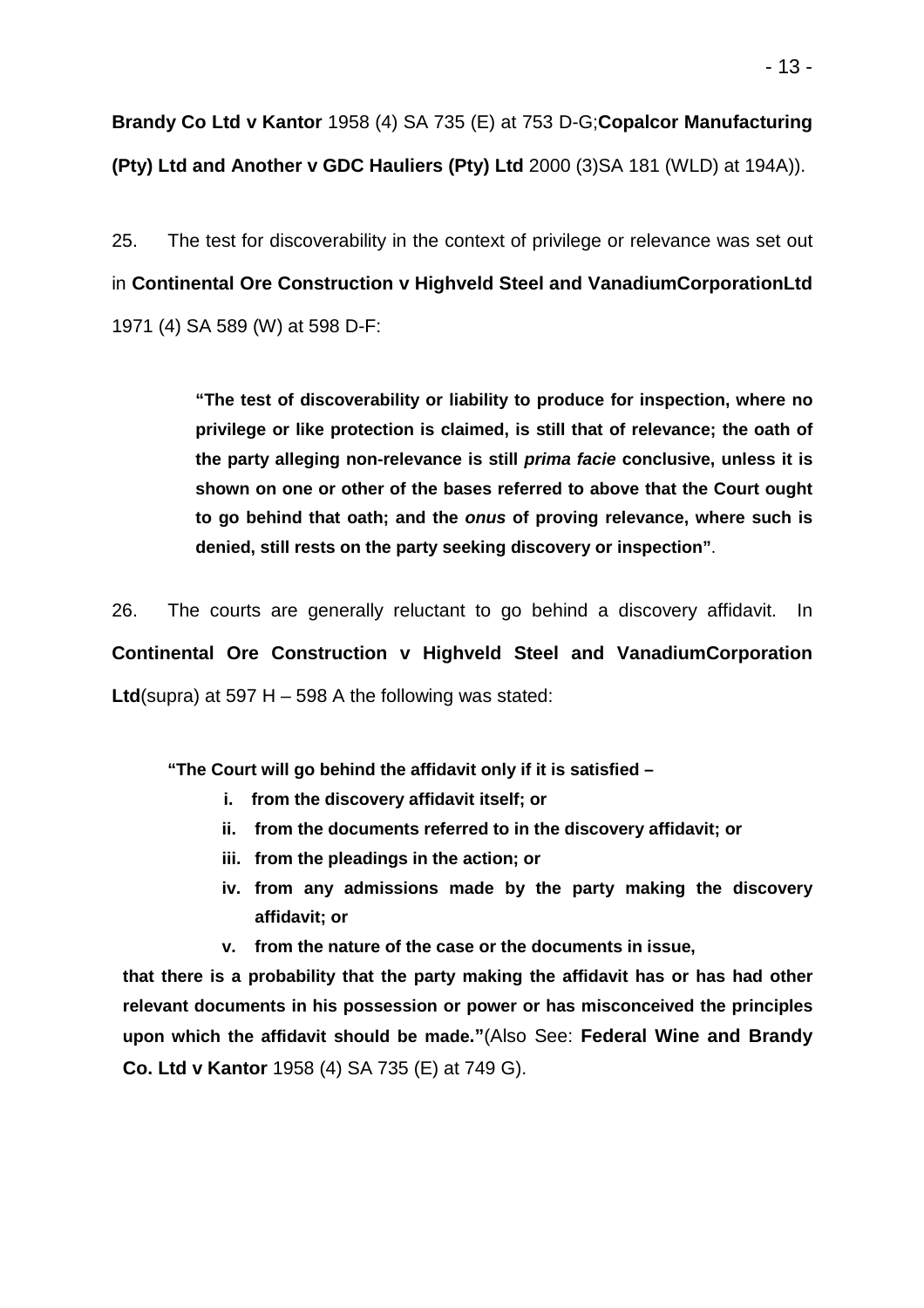**Brandy Co Ltd v Kantor** 1958 (4) SA 735 (E) at 753 D-G;**Copalcor Manufacturing (Pty) Ltd and Another v GDC Hauliers (Pty) Ltd** 2000 (3)SA 181 (WLD) at 194A)).

25. The test for discoverability in the context of privilege or relevance was set out in **Continental Ore Construction v Highveld Steel and VanadiumCorporationLtd** 1971 (4) SA 589 (W) at 598 D-F:

> **"The test of discoverability or liability to produce for inspection, where no privilege or like protection is claimed, is still that of relevance; the oath of the party alleging non-relevance is still *prima facie* conclusive, unless it is shown on one or other of the bases referred to above that the Court ought to go behind that oath; and the *onus* of proving relevance, where such is denied, still rests on the party seeking discovery or inspection"**.

26. The courts are generally reluctant to go behind a discovery affidavit. In **Continental Ore Construction v Highveld Steel and VanadiumCorporation Ltd**(supra) at 597 H – 598 A the following was stated:

> **"The Court will go behind the affidavit only if it is satisfied –**
>
> **i. from the discovery affidavit itself; or**
>
> **ii. from the documents referred to in the discovery affidavit; or**
>
> **iii. from the pleadings in the action; or**
>
> **iv. from any admissions made by the party making the discovery affidavit; or**
>
> **v. from the nature of the case or the documents in issue,**
>
> **that there is a probability that the party making the affidavit has or has had other relevant documents in his possession or power or has misconceived the principles upon which the affidavit should be made."**(Also See: **Federal Wine and Brandy Co. Ltd v Kantor** 1958 (4) SA 735 (E) at 749 G).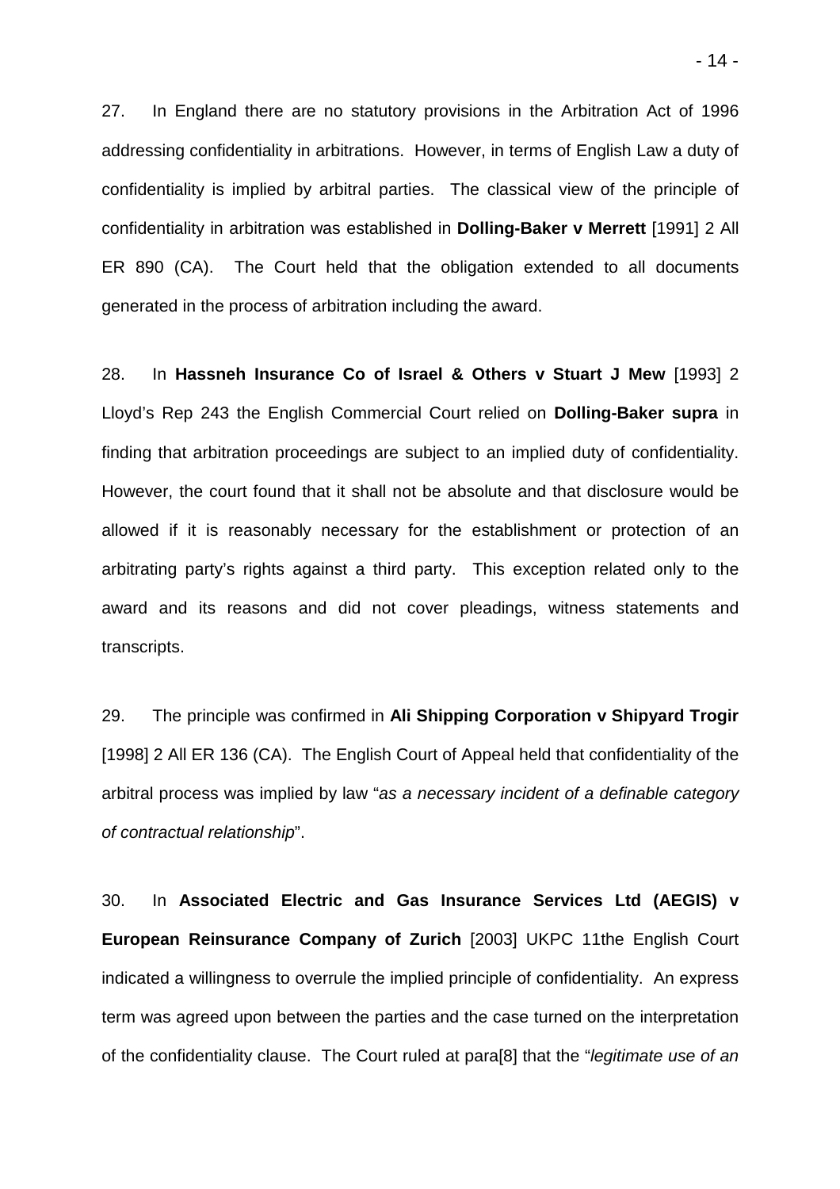27. In England there are no statutory provisions in the Arbitration Act of 1996 addressing confidentiality in arbitrations. However, in terms of English Law a duty of confidentiality is implied by arbitral parties. The classical view of the principle of confidentiality in arbitration was established in **Dolling-Baker v Merrett** [1991] 2 All ER 890 (CA). The Court held that the obligation extended to all documents generated in the process of arbitration including the award.

28. In **Hassneh Insurance Co of Israel & Others v Stuart J Mew** [1993] 2 Lloyd's Rep 243 the English Commercial Court relied on **Dolling-Baker supra** in finding that arbitration proceedings are subject to an implied duty of confidentiality. However, the court found that it shall not be absolute and that disclosure would be allowed if it is reasonably necessary for the establishment or protection of an arbitrating party's rights against a third party. This exception related only to the award and its reasons and did not cover pleadings, witness statements and transcripts.

29. The principle was confirmed in **Ali Shipping Corporation v Shipyard Trogir** [1998] 2 All ER 136 (CA). The English Court of Appeal held that confidentiality of the arbitral process was implied by law "*as a necessary incident of a definable category of contractual relationship*".

30. In **Associated Electric and Gas Insurance Services Ltd (AEGIS) v European Reinsurance Company of Zurich** [2003] UKPC 11the English Court indicated a willingness to overrule the implied principle of confidentiality. An express term was agreed upon between the parties and the case turned on the interpretation of the confidentiality clause. The Court ruled at para[8] that the "*legitimate use of an*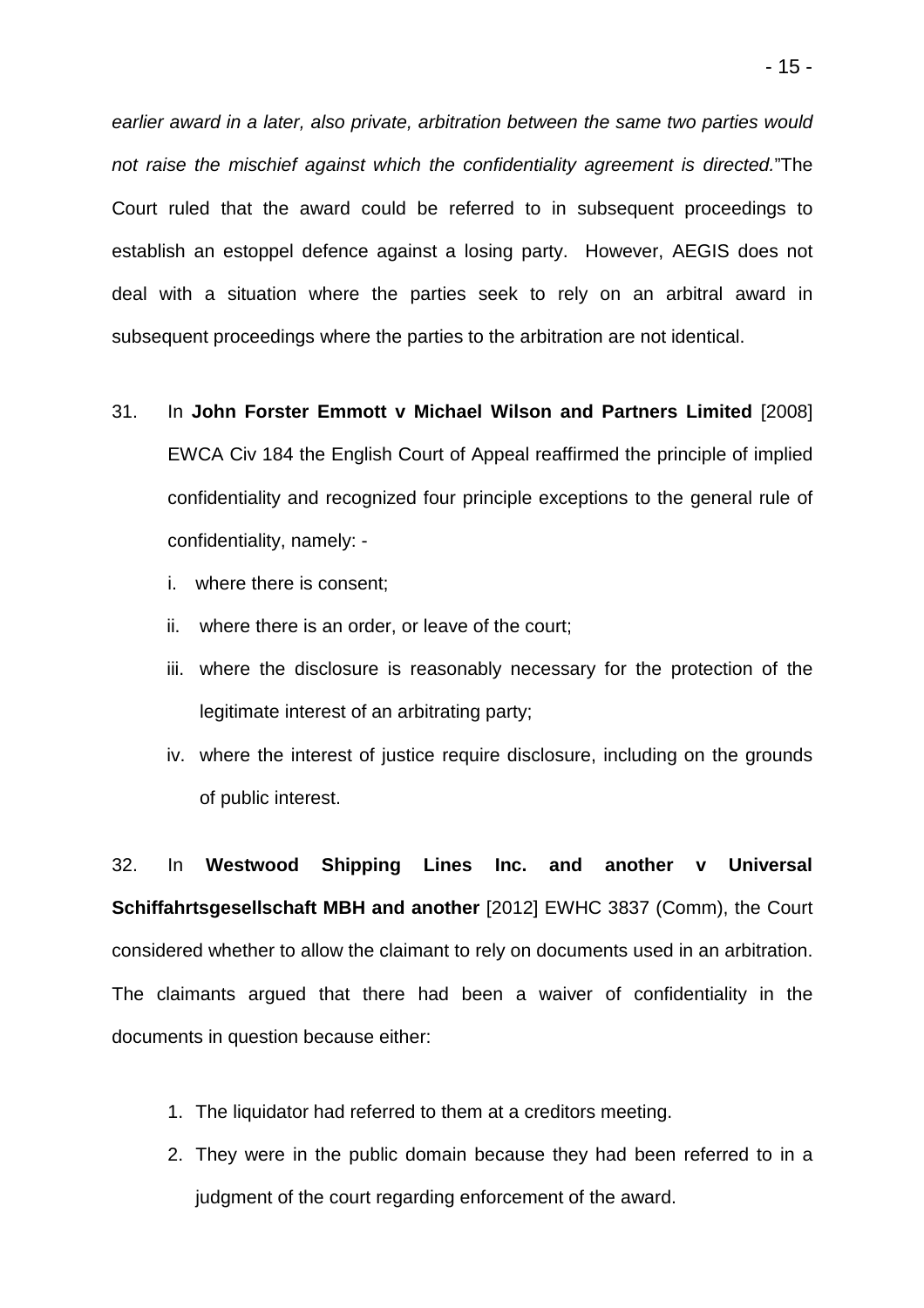*earlier award in a later, also private, arbitration between the same two parties would not raise the mischief against which the confidentiality agreement is directed.*"The Court ruled that the award could be referred to in subsequent proceedings to establish an estoppel defence against a losing party. However, AEGIS does not deal with a situation where the parties seek to rely on an arbitral award in subsequent proceedings where the parties to the arbitration are not identical.

31. In **John Forster Emmott v Michael Wilson and Partners Limited** [2008] EWCA Civ 184 the English Court of Appeal reaffirmed the principle of implied confidentiality and recognized four principle exceptions to the general rule of confidentiality, namely: -

    i. where there is consent;
    ii. where there is an order, or leave of the court;
    iii. where the disclosure is reasonably necessary for the protection of the legitimate interest of an arbitrating party;
    iv. where the interest of justice require disclosure, including on the grounds of public interest.

32. In **Westwood Shipping Lines Inc. and another v Universal Schiffahrtsgesellschaft MBH and another** [2012] EWHC 3837 (Comm), the Court considered whether to allow the claimant to rely on documents used in an arbitration. The claimants argued that there had been a waiver of confidentiality in the documents in question because either:

1. The liquidator had referred to them at a creditors meeting.
2. They were in the public domain because they had been referred to in a judgment of the court regarding enforcement of the award.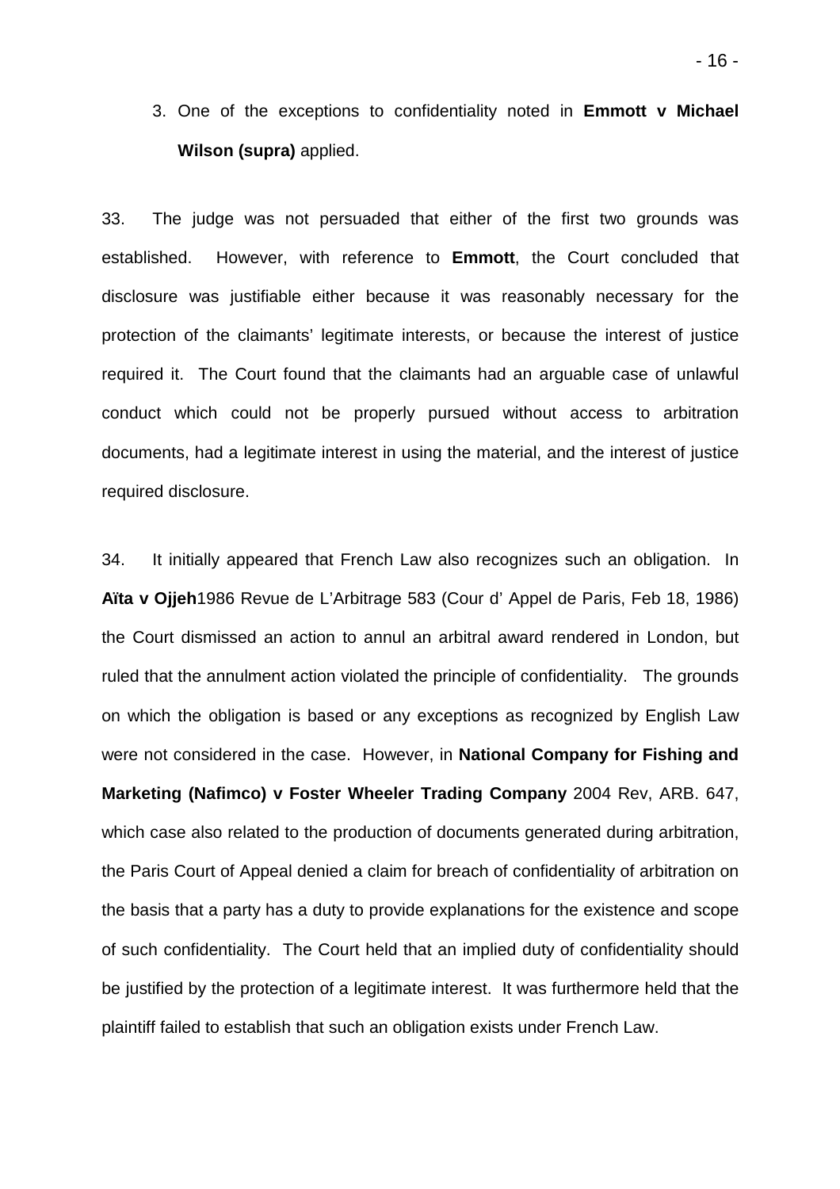3. One of the exceptions to confidentiality noted in **Emmott v Michael Wilson (supra)** applied.

33. The judge was not persuaded that either of the first two grounds was established. However, with reference to **Emmott**, the Court concluded that disclosure was justifiable either because it was reasonably necessary for the protection of the claimants' legitimate interests, or because the interest of justice required it. The Court found that the claimants had an arguable case of unlawful conduct which could not be properly pursued without access to arbitration documents, had a legitimate interest in using the material, and the interest of justice required disclosure.

34. It initially appeared that French Law also recognizes such an obligation. In **Aïta v Ojjeh**1986 Revue de L'Arbitrage 583 (Cour d' Appel de Paris, Feb 18, 1986) the Court dismissed an action to annul an arbitral award rendered in London, but ruled that the annulment action violated the principle of confidentiality. The grounds on which the obligation is based or any exceptions as recognized by English Law were not considered in the case. However, in **National Company for Fishing and Marketing (Nafimco) v Foster Wheeler Trading Company** 2004 Rev, ARB. 647, which case also related to the production of documents generated during arbitration, the Paris Court of Appeal denied a claim for breach of confidentiality of arbitration on the basis that a party has a duty to provide explanations for the existence and scope of such confidentiality. The Court held that an implied duty of confidentiality should be justified by the protection of a legitimate interest. It was furthermore held that the plaintiff failed to establish that such an obligation exists under French Law.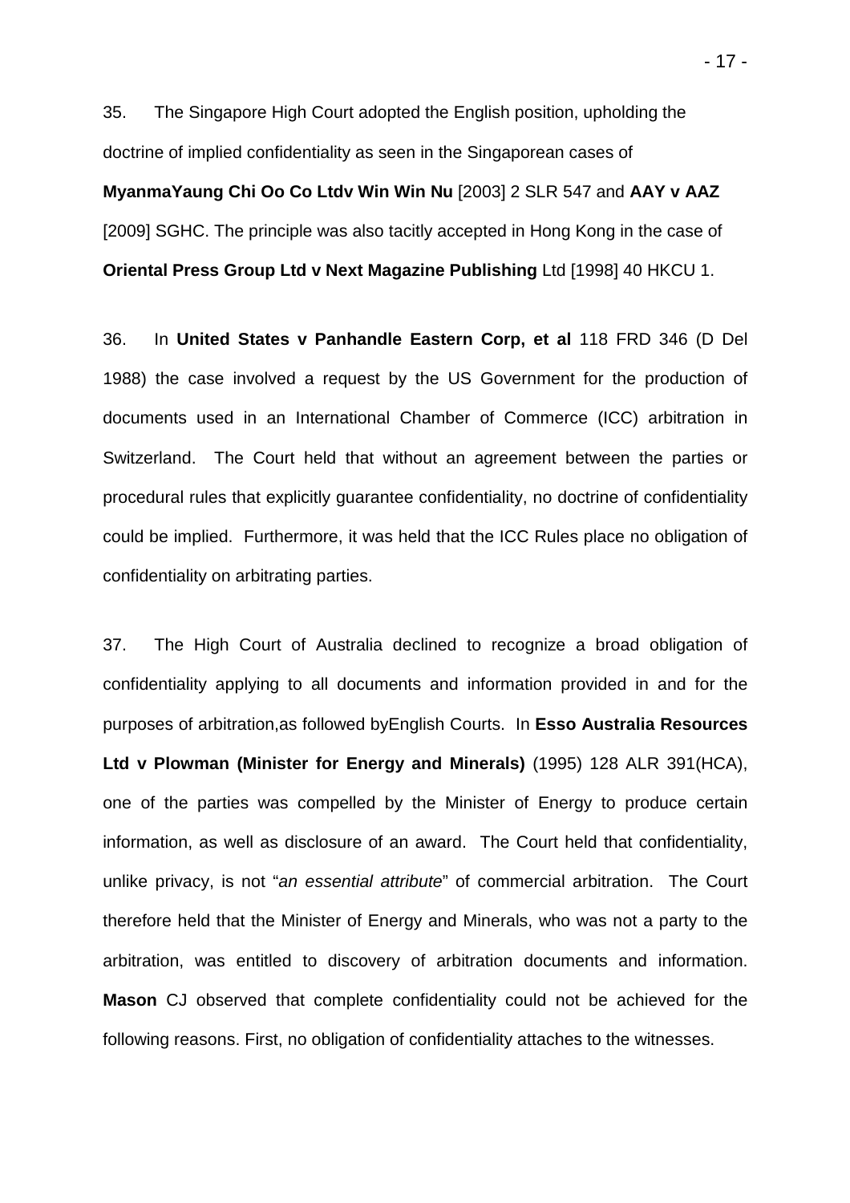35. The Singapore High Court adopted the English position, upholding the doctrine of implied confidentiality as seen in the Singaporean cases of **MyanmaYaung Chi Oo Co Ltdv Win Win Nu** [2003] 2 SLR 547 and **AAY v AAZ** [2009] SGHC. The principle was also tacitly accepted in Hong Kong in the case of **Oriental Press Group Ltd v Next Magazine Publishing** Ltd [1998] 40 HKCU 1.

36. In **United States v Panhandle Eastern Corp, et al** 118 FRD 346 (D Del 1988) the case involved a request by the US Government for the production of documents used in an International Chamber of Commerce (ICC) arbitration in Switzerland. The Court held that without an agreement between the parties or procedural rules that explicitly guarantee confidentiality, no doctrine of confidentiality could be implied. Furthermore, it was held that the ICC Rules place no obligation of confidentiality on arbitrating parties.

37. The High Court of Australia declined to recognize a broad obligation of confidentiality applying to all documents and information provided in and for the purposes of arbitration,as followed byEnglish Courts. In **Esso Australia Resources Ltd v Plowman (Minister for Energy and Minerals)** (1995) 128 ALR 391(HCA), one of the parties was compelled by the Minister of Energy to produce certain information, as well as disclosure of an award. The Court held that confidentiality, unlike privacy, is not "*an essential attribute*" of commercial arbitration. The Court therefore held that the Minister of Energy and Minerals, who was not a party to the arbitration, was entitled to discovery of arbitration documents and information. **Mason** CJ observed that complete confidentiality could not be achieved for the following reasons. First, no obligation of confidentiality attaches to the witnesses.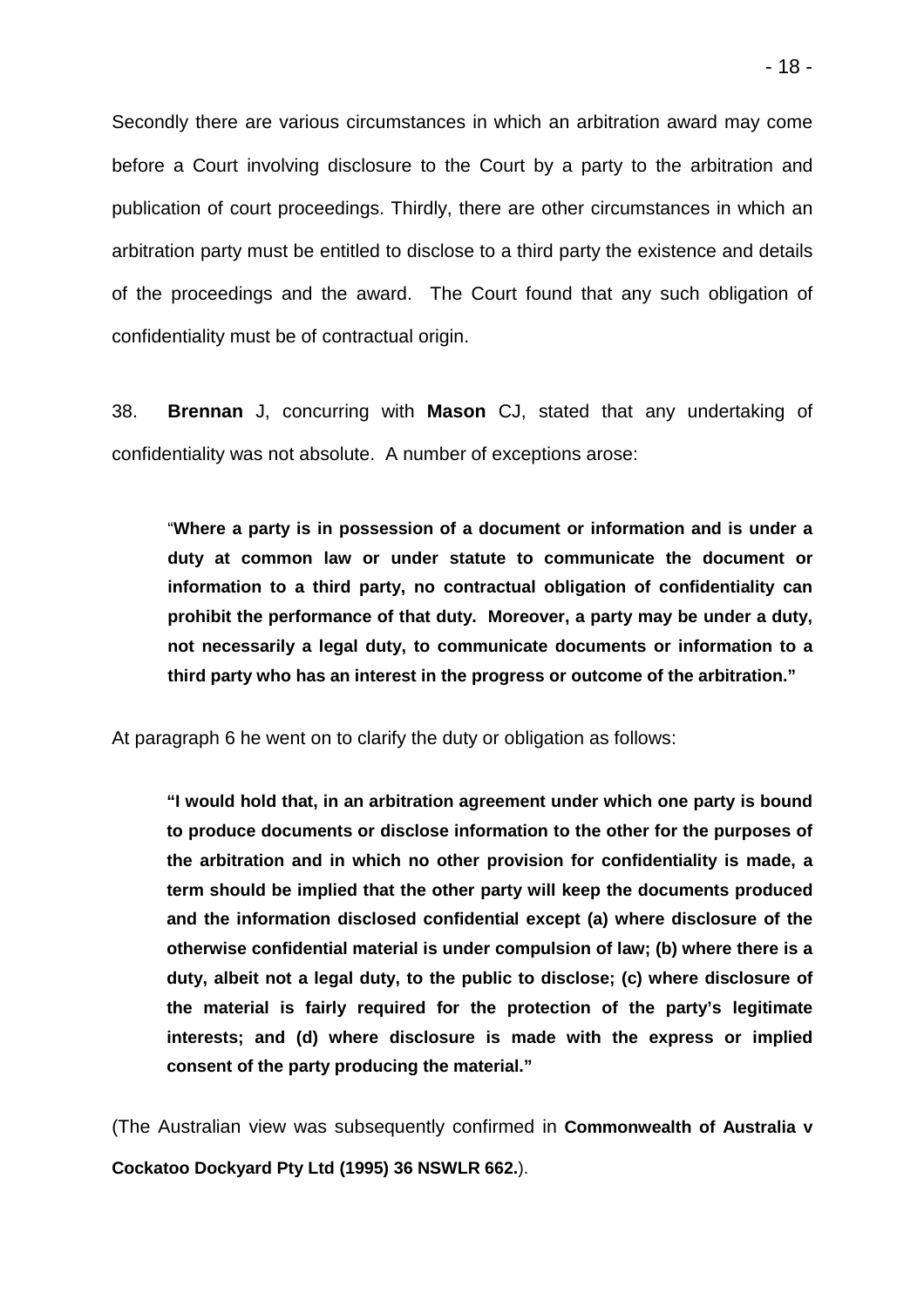Secondly there are various circumstances in which an arbitration award may come before a Court involving disclosure to the Court by a party to the arbitration and publication of court proceedings. Thirdly, there are other circumstances in which an arbitration party must be entitled to disclose to a third party the existence and details of the proceedings and the award. The Court found that any such obligation of confidentiality must be of contractual origin.

38. **Brennan** J, concurring with **Mason** CJ, stated that any undertaking of confidentiality was not absolute. A number of exceptions arose:

> "**Where a party is in possession of a document or information and is under a duty at common law or under statute to communicate the document or information to a third party, no contractual obligation of confidentiality can prohibit the performance of that duty. Moreover, a party may be under a duty, not necessarily a legal duty, to communicate documents or information to a third party who has an interest in the progress or outcome of the arbitration."**

At paragraph 6 he went on to clarify the duty or obligation as follows:

> **"I would hold that, in an arbitration agreement under which one party is bound to produce documents or disclose information to the other for the purposes of the arbitration and in which no other provision for confidentiality is made, a term should be implied that the other party will keep the documents produced and the information disclosed confidential except (a) where disclosure of the otherwise confidential material is under compulsion of law; (b) where there is a duty, albeit not a legal duty, to the public to disclose; (c) where disclosure of the material is fairly required for the protection of the party's legitimate interests; and (d) where disclosure is made with the express or implied consent of the party producing the material."**

(The Australian view was subsequently confirmed in **Commonwealth of Australia v Cockatoo Dockyard Pty Ltd (1995) 36 NSWLR 662.**).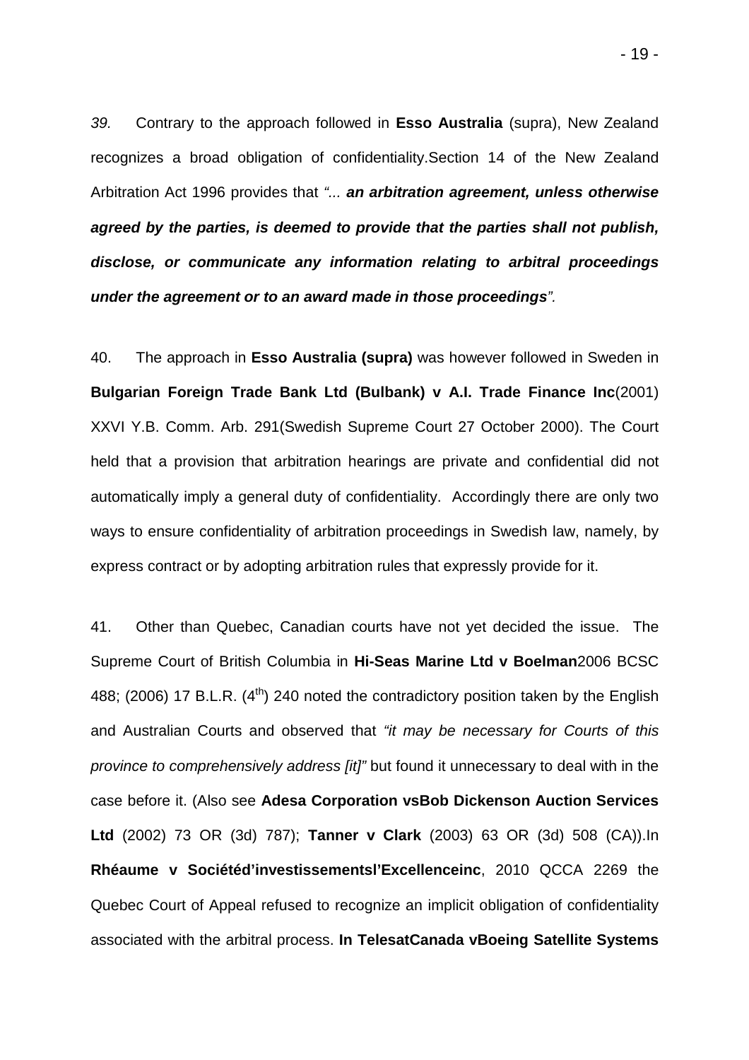*39.* Contrary to the approach followed in **Esso Australia** (supra), New Zealand recognizes a broad obligation of confidentiality.Section 14 of the New Zealand Arbitration Act 1996 provides that *"... **an arbitration agreement, unless otherwise agreed by the parties, is deemed to provide that the parties shall not publish, disclose, or communicate any information relating to arbitral proceedings under the agreement or to an award made in those proceedings**".*

40. The approach in **Esso Australia (supra)** was however followed in Sweden in **Bulgarian Foreign Trade Bank Ltd (Bulbank) v A.I. Trade Finance Inc**(2001) XXVI Y.B. Comm. Arb. 291(Swedish Supreme Court 27 October 2000). The Court held that a provision that arbitration hearings are private and confidential did not automatically imply a general duty of confidentiality. Accordingly there are only two ways to ensure confidentiality of arbitration proceedings in Swedish law, namely, by express contract or by adopting arbitration rules that expressly provide for it.

41. Other than Quebec, Canadian courts have not yet decided the issue. The Supreme Court of British Columbia in **Hi-Seas Marine Ltd v Boelman**2006 BCSC 488; (2006) 17 B.L.R. (4th) 240 noted the contradictory position taken by the English and Australian Courts and observed that *"it may be necessary for Courts of this province to comprehensively address [it]"* but found it unnecessary to deal with in the case before it. (Also see **Adesa Corporation vsBob Dickenson Auction Services Ltd** (2002) 73 OR (3d) 787); **Tanner v Clark** (2003) 63 OR (3d) 508 (CA)).In **Rhéaume v Sociétéd'investissementsl'Excellenceinc**, 2010 QCCA 2269 the Quebec Court of Appeal refused to recognize an implicit obligation of confidentiality associated with the arbitral process. **In TelesatCanada vBoeing Satellite Systems**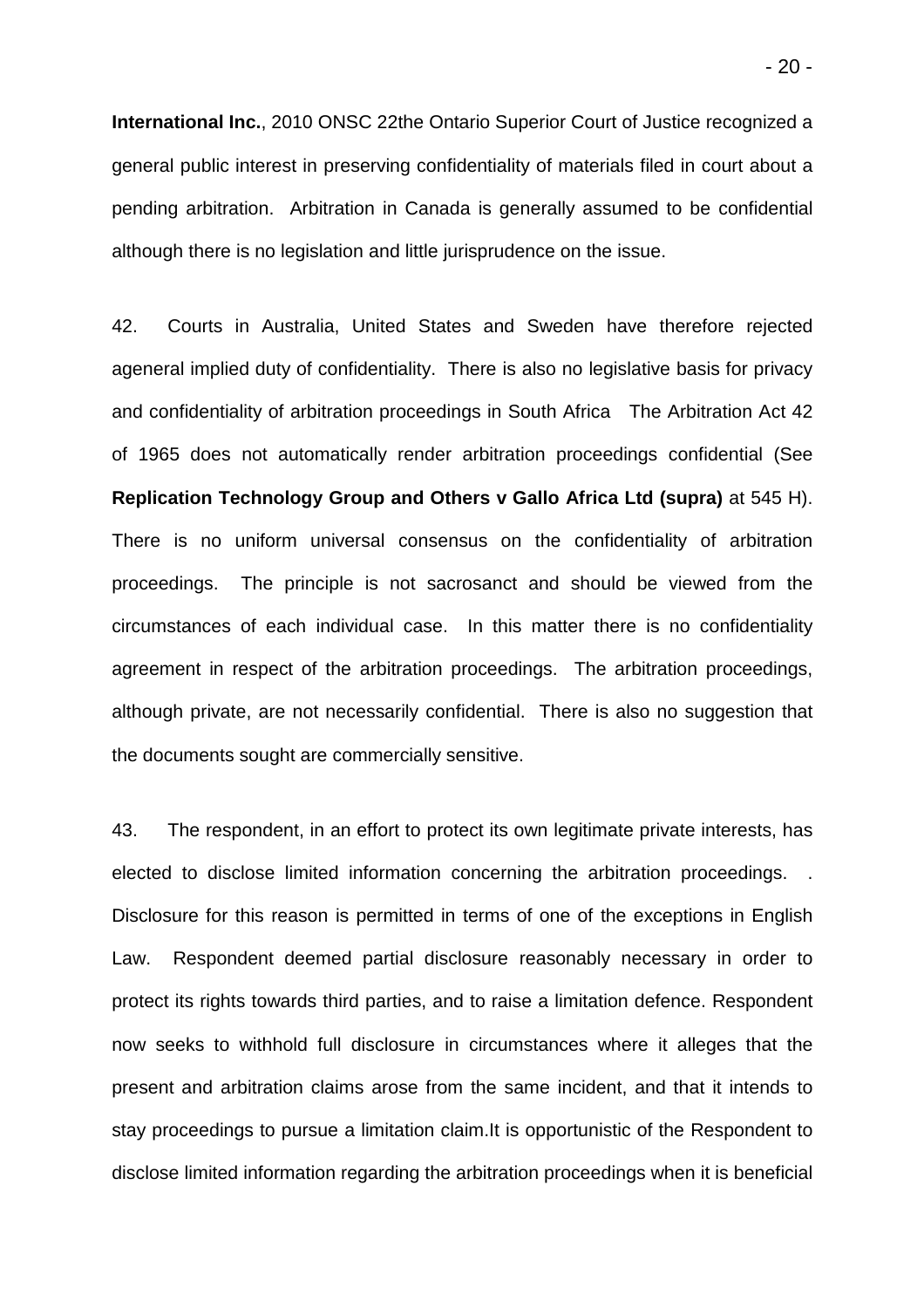**International Inc.**, 2010 ONSC 22the Ontario Superior Court of Justice recognized a general public interest in preserving confidentiality of materials filed in court about a pending arbitration. Arbitration in Canada is generally assumed to be confidential although there is no legislation and little jurisprudence on the issue.

42. Courts in Australia, United States and Sweden have therefore rejected ageneral implied duty of confidentiality. There is also no legislative basis for privacy and confidentiality of arbitration proceedings in South Africa The Arbitration Act 42 of 1965 does not automatically render arbitration proceedings confidential (See **Replication Technology Group and Others v Gallo Africa Ltd (supra)** at 545 H). There is no uniform universal consensus on the confidentiality of arbitration proceedings. The principle is not sacrosanct and should be viewed from the circumstances of each individual case. In this matter there is no confidentiality agreement in respect of the arbitration proceedings. The arbitration proceedings, although private, are not necessarily confidential. There is also no suggestion that the documents sought are commercially sensitive.

43. The respondent, in an effort to protect its own legitimate private interests, has elected to disclose limited information concerning the arbitration proceedings. . Disclosure for this reason is permitted in terms of one of the exceptions in English Law. Respondent deemed partial disclosure reasonably necessary in order to protect its rights towards third parties, and to raise a limitation defence. Respondent now seeks to withhold full disclosure in circumstances where it alleges that the present and arbitration claims arose from the same incident, and that it intends to stay proceedings to pursue a limitation claim.It is opportunistic of the Respondent to disclose limited information regarding the arbitration proceedings when it is beneficial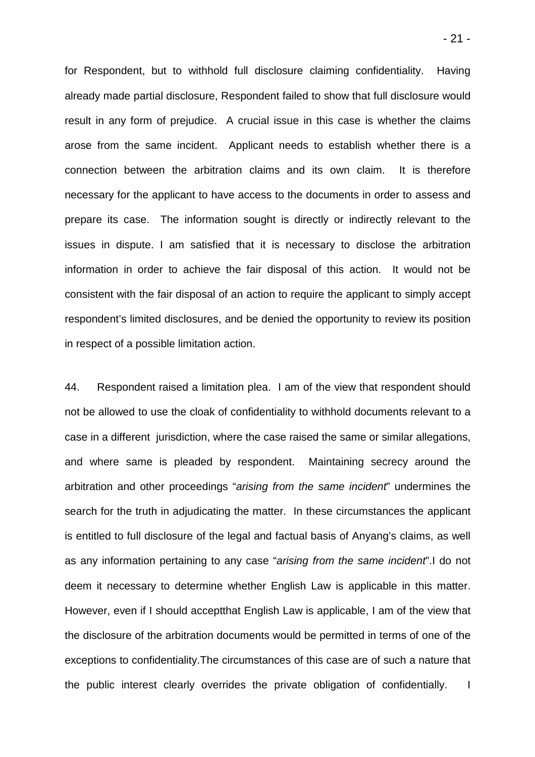for Respondent, but to withhold full disclosure claiming confidentiality. Having already made partial disclosure, Respondent failed to show that full disclosure would result in any form of prejudice. A crucial issue in this case is whether the claims arose from the same incident. Applicant needs to establish whether there is a connection between the arbitration claims and its own claim. It is therefore necessary for the applicant to have access to the documents in order to assess and prepare its case. The information sought is directly or indirectly relevant to the issues in dispute. I am satisfied that it is necessary to disclose the arbitration information in order to achieve the fair disposal of this action. It would not be consistent with the fair disposal of an action to require the applicant to simply accept respondent's limited disclosures, and be denied the opportunity to review its position in respect of a possible limitation action.

44. Respondent raised a limitation plea. I am of the view that respondent should not be allowed to use the cloak of confidentiality to withhold documents relevant to a case in a different jurisdiction, where the case raised the same or similar allegations, and where same is pleaded by respondent. Maintaining secrecy around the arbitration and other proceedings "*arising from the same incident*" undermines the search for the truth in adjudicating the matter. In these circumstances the applicant is entitled to full disclosure of the legal and factual basis of Anyang's claims, as well as any information pertaining to any case "*arising from the same incident*".I do not deem it necessary to determine whether English Law is applicable in this matter. However, even if I should acceptthat English Law is applicable, I am of the view that the disclosure of the arbitration documents would be permitted in terms of one of the exceptions to confidentiality.The circumstances of this case are of such a nature that the public interest clearly overrides the private obligation of confidentially. I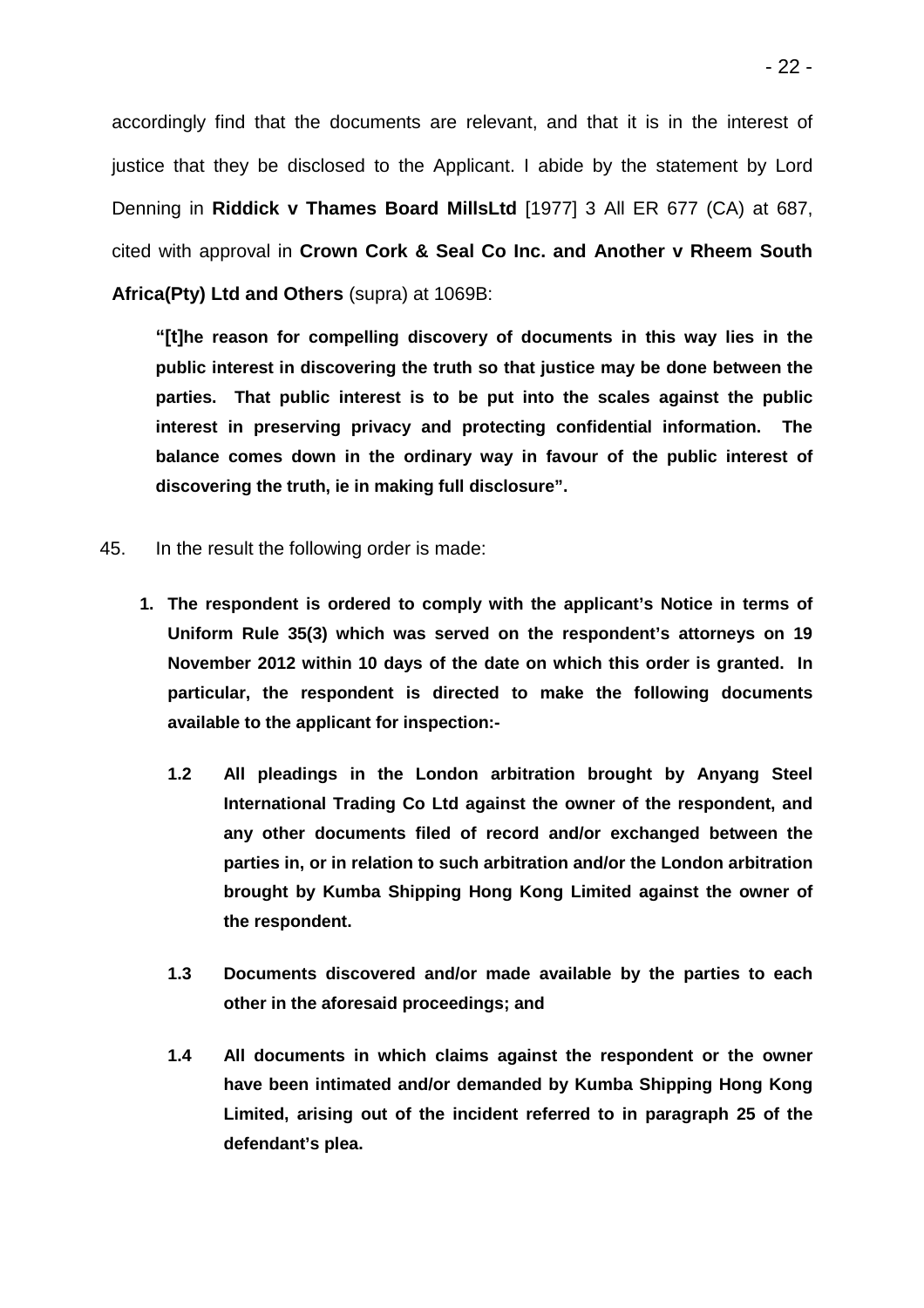accordingly find that the documents are relevant, and that it is in the interest of justice that they be disclosed to the Applicant. I abide by the statement by Lord Denning in **Riddick v Thames Board MillsLtd** [1977] 3 All ER 677 (CA) at 687, cited with approval in **Crown Cork & Seal Co Inc. and Another v Rheem South Africa(Pty) Ltd and Others** (supra) at 1069B:

> **"[t]he reason for compelling discovery of documents in this way lies in the public interest in discovering the truth so that justice may be done between the parties. That public interest is to be put into the scales against the public interest in preserving privacy and protecting confidential information. The balance comes down in the ordinary way in favour of the public interest of discovering the truth, ie in making full disclosure".**

45. In the result the following order is made:

**1. The respondent is ordered to comply with the applicant's Notice in terms of Uniform Rule 35(3) which was served on the respondent's attorneys on 19 November 2012 within 10 days of the date on which this order is granted. In particular, the respondent is directed to make the following documents available to the applicant for inspection:-**

**1.2 All pleadings in the London arbitration brought by Anyang Steel International Trading Co Ltd against the owner of the respondent, and any other documents filed of record and/or exchanged between the parties in, or in relation to such arbitration and/or the London arbitration brought by Kumba Shipping Hong Kong Limited against the owner of the respondent.**

**1.3 Documents discovered and/or made available by the parties to each other in the aforesaid proceedings; and**

**1.4 All documents in which claims against the respondent or the owner have been intimated and/or demanded by Kumba Shipping Hong Kong Limited, arising out of the incident referred to in paragraph 25 of the defendant's plea.**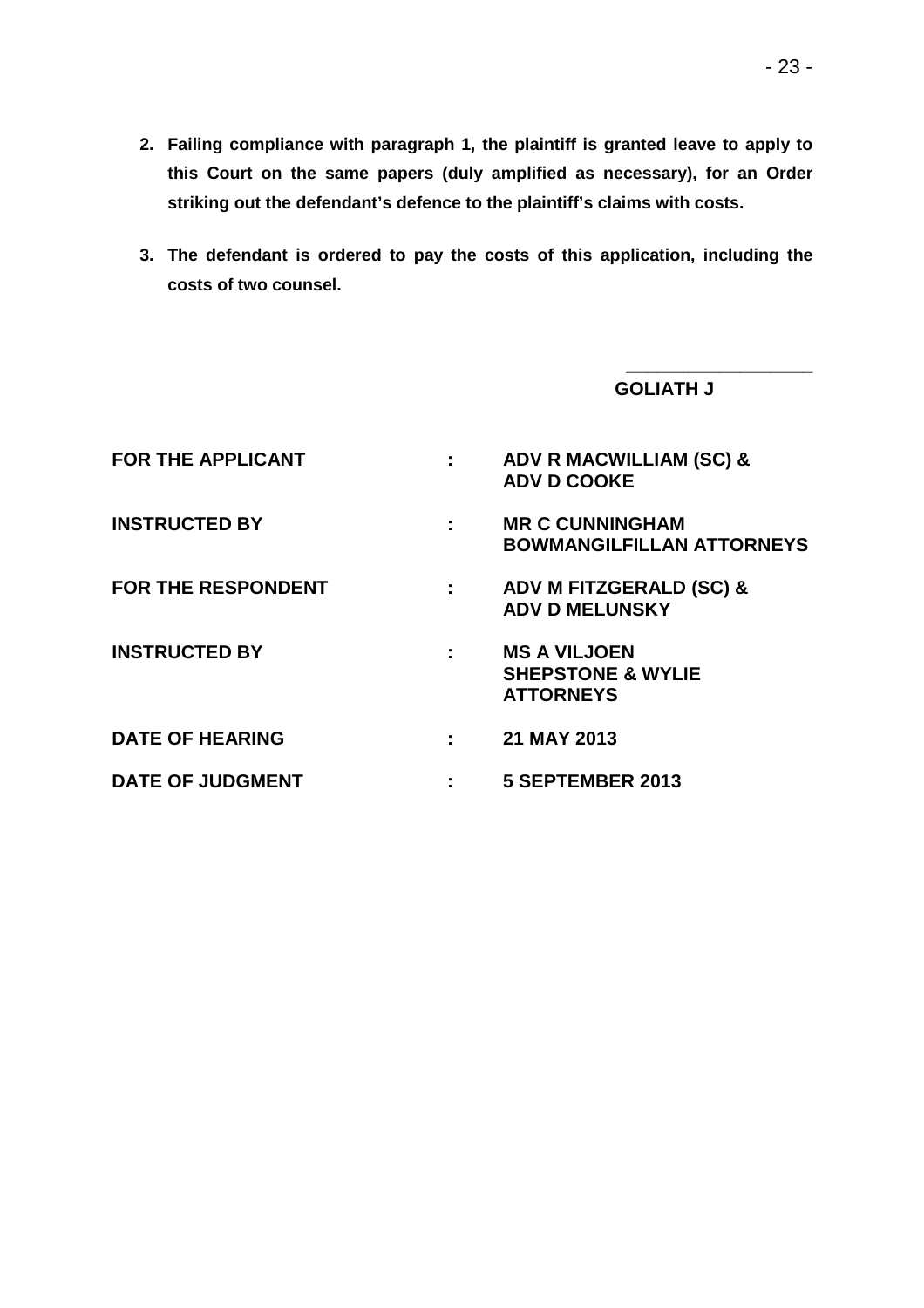**2. Failing compliance with paragraph 1, the plaintiff is granted leave to apply to this Court on the same papers (duly amplified as necessary), for an Order striking out the defendant's defence to the plaintiff's claims with costs.**

**3. The defendant is ordered to pay the costs of this application, including the costs of two counsel.**

\_\_\_\_\_\_\_\_\_\_\_\_\_\_\_\_\_\_\_\_

**GOLIATH J**

| | | |
|---|---|---|
| **FOR THE APPLICANT** | **:** | **ADV R MACWILLIAM (SC) & ADV D COOKE** |
| **INSTRUCTED BY** | **:** | **MR C CUNNINGHAM BOWMANGILFILLAN ATTORNEYS** |
| **FOR THE RESPONDENT** | **:** | **ADV M FITZGERALD (SC) & ADV D MELUNSKY** |
| **INSTRUCTED BY** | **:** | **MS A VILJOEN SHEPSTONE & WYLIE ATTORNEYS** |
| **DATE OF HEARING** | **:** | **21 MAY 2013** |
| **DATE OF JUDGMENT** | **:** | **5 SEPTEMBER 2013** |